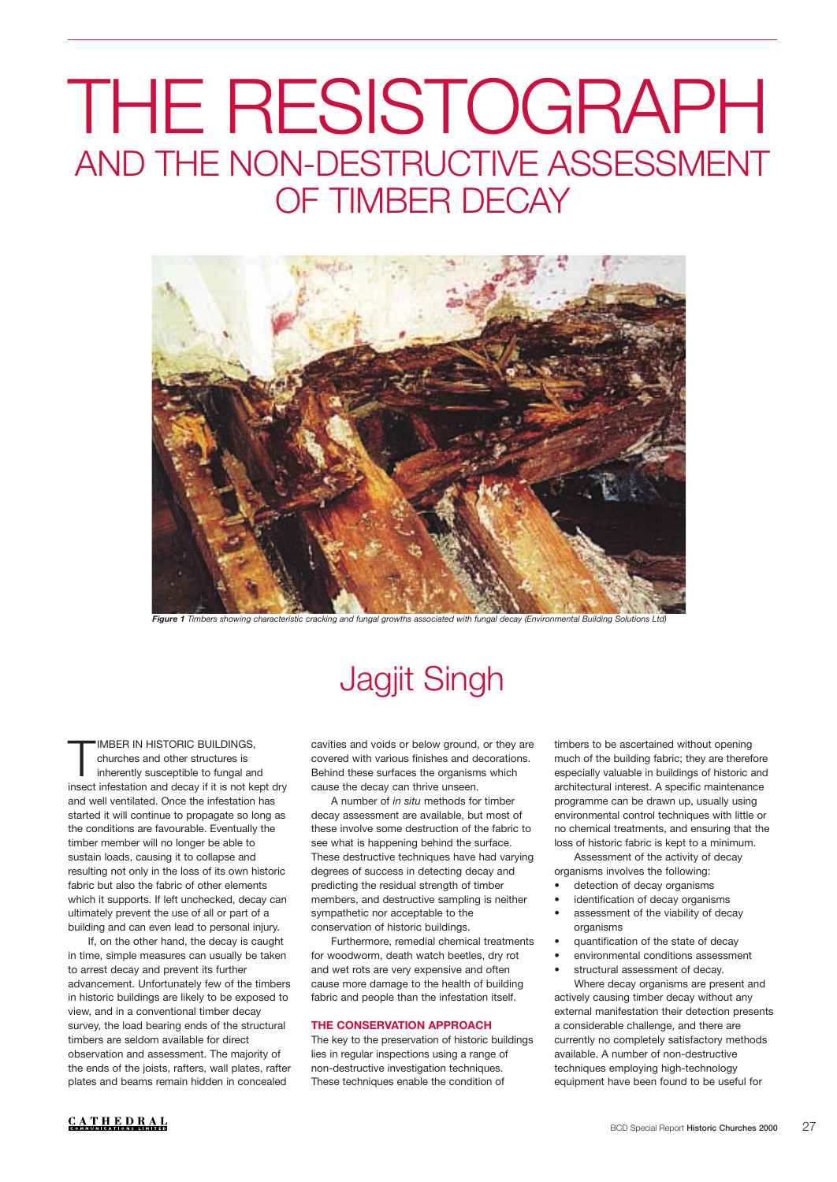# THE RESISTOGRAPH

## AND THE NON-DESTRUCTIVE ASSESSMENT OF TIMBER DECAY

***Figure 1*** *Timbers showing characteristic cracking and fungal growths associated with fungal decay (Environmental Building Solutions Ltd)*

## Jagjit Singh

TIMBER IN HISTORIC BUILDINGS, churches and other structures is inherently susceptible to fungal and insect infestation and decay if it is not kept dry and well ventilated. Once the infestation has started it will continue to propagate so long as the conditions are favourable. Eventually the timber member will no longer be able to sustain loads, causing it to collapse and resulting not only in the loss of its own historic fabric but also the fabric of other elements which it supports. If left unchecked, decay can ultimately prevent the use of all or part of a building and can even lead to personal injury.

If, on the other hand, the decay is caught in time, simple measures can usually be taken to arrest decay and prevent its further advancement. Unfortunately few of the timbers in historic buildings are likely to be exposed to view, and in a conventional timber decay survey, the load bearing ends of the structural timbers are seldom available for direct observation and assessment. The majority of the ends of the joists, rafters, wall plates, rafter plates and beams remain hidden in concealed cavities and voids or below ground, or they are covered with various finishes and decorations. Behind these surfaces the organisms which cause the decay can thrive unseen.

A number of *in situ* methods for timber decay assessment are available, but most of these involve some destruction of the fabric to see what is happening behind the surface. These destructive techniques have had varying degrees of success in detecting decay and predicting the residual strength of timber members, and destructive sampling is neither sympathetic nor acceptable to the conservation of historic buildings.

Furthermore, remedial chemical treatments for woodworm, death watch beetles, dry rot and wet rots are very expensive and often cause more damage to the health of building fabric and people than the infestation itself.

### THE CONSERVATION APPROACH

The key to the preservation of historic buildings lies in regular inspections using a range of non-destructive investigation techniques. These techniques enable the condition of timbers to be ascertained without opening much of the building fabric; they are therefore especially valuable in buildings of historic and architectural interest. A specific maintenance programme can be drawn up, usually using environmental control techniques with little or no chemical treatments, and ensuring that the loss of historic fabric is kept to a minimum.

Assessment of the activity of decay organisms involves the following:

- detection of decay organisms
- identification of decay organisms
- assessment of the viability of decay organisms
- quantification of the state of decay
- environmental conditions assessment
- structural assessment of decay.

Where decay organisms are present and actively causing timber decay without any external manifestation their detection presents a considerable challenge, and there are currently no completely satisfactory methods available. A number of non-destructive techniques employing high-technology equipment have been found to be useful for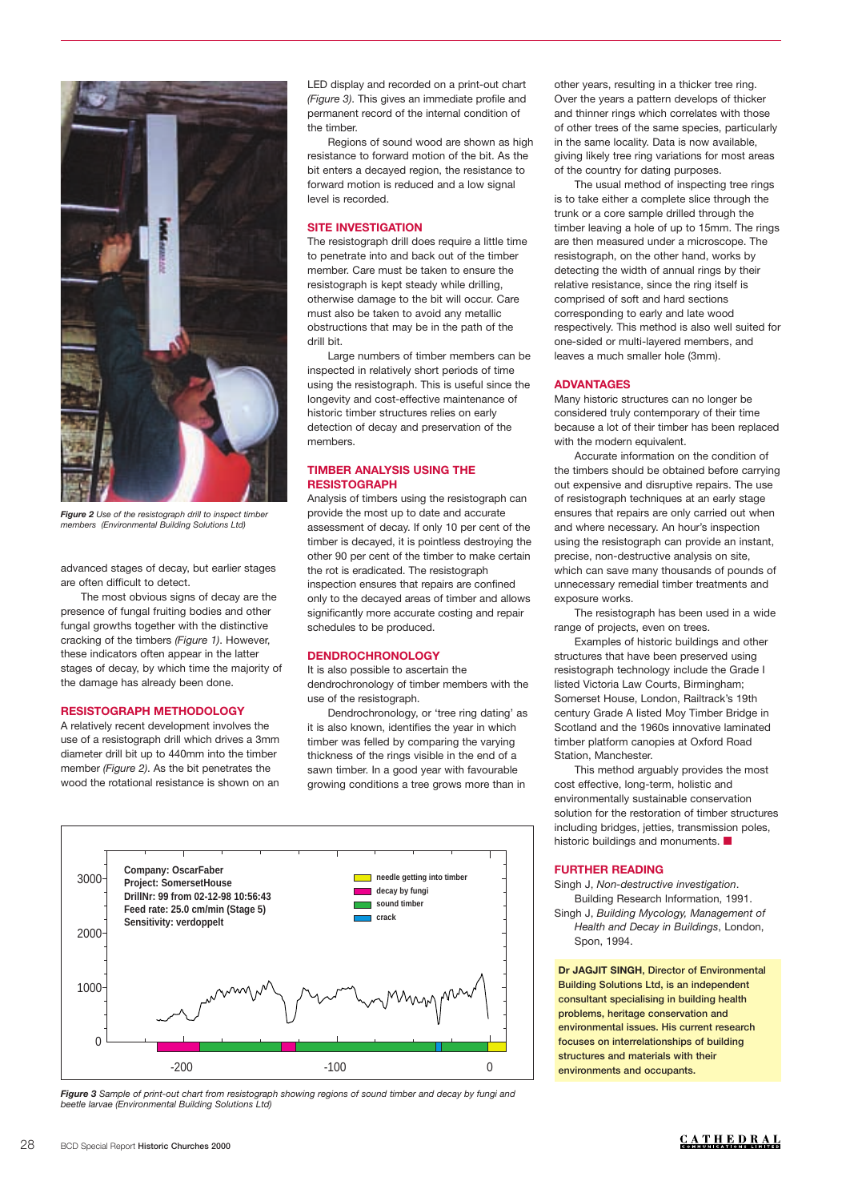*Figure 2 Use of the resistograph drill to inspect timber members (Environmental Building Solutions Ltd)*

advanced stages of decay, but earlier stages are often difficult to detect.

The most obvious signs of decay are the presence of fungal fruiting bodies and other fungal growths together with the distinctive cracking of the timbers *(Figure 1)*. However, these indicators often appear in the latter stages of decay, by which time the majority of the damage has already been done.

## RESISTOGRAPH METHODOLOGY

A relatively recent development involves the use of a resistograph drill which drives a 3mm diameter drill bit up to 440mm into the timber member *(Figure 2)*. As the bit penetrates the wood the rotational resistance is shown on an LED display and recorded on a print-out chart *(Figure 3)*. This gives an immediate profile and permanent record of the internal condition of the timber.

Regions of sound wood are shown as high resistance to forward motion of the bit. As the bit enters a decayed region, the resistance to forward motion is reduced and a low signal level is recorded.

## SITE INVESTIGATION

The resistograph drill does require a little time to penetrate into and back out of the timber member. Care must be taken to ensure the resistograph is kept steady while drilling, otherwise damage to the bit will occur. Care must also be taken to avoid any metallic obstructions that may be in the path of the drill bit.

Large numbers of timber members can be inspected in relatively short periods of time using the resistograph. This is useful since the longevity and cost-effective maintenance of historic timber structures relies on early detection of decay and preservation of the members.

## TIMBER ANALYSIS USING THE RESISTOGRAPH

Analysis of timbers using the resistograph can provide the most up to date and accurate assessment of decay. If only 10 per cent of the timber is decayed, it is pointless destroying the other 90 per cent of the timber to make certain the rot is eradicated. The resistograph inspection ensures that repairs are confined only to the decayed areas of timber and allows significantly more accurate costing and repair schedules to be produced.

## DENDROCHRONOLOGY

It is also possible to ascertain the dendrochronology of timber members with the use of the resistograph.

Dendrochronology, or 'tree ring dating' as it is also known, identifies the year in which timber was felled by comparing the varying thickness of the rings visible in the end of a sawn timber. In a good year with favourable growing conditions a tree grows more than in other years, resulting in a thicker tree ring. Over the years a pattern develops of thicker and thinner rings which correlates with those of other trees of the same species, particularly in the same locality. Data is now available, giving likely tree ring variations for most areas of the country for dating purposes.

The usual method of inspecting tree rings is to take either a complete slice through the trunk or a core sample drilled through the timber leaving a hole of up to 15mm. The rings are then measured under a microscope. The resistograph, on the other hand, works by detecting the width of annual rings by their relative resistance, since the ring itself is comprised of soft and hard sections corresponding to early and late wood respectively. This method is also well suited for one-sided or multi-layered members, and leaves a much smaller hole (3mm).

## ADVANTAGES

Many historic structures can no longer be considered truly contemporary of their time because a lot of their timber has been replaced with the modern equivalent.

Accurate information on the condition of the timbers should be obtained before carrying out expensive and disruptive repairs. The use of resistograph techniques at an early stage ensures that repairs are only carried out when and where necessary. An hour's inspection using the resistograph can provide an instant, precise, non-destructive analysis on site, which can save many thousands of pounds of unnecessary remedial timber treatments and exposure works.

The resistograph has been used in a wide range of projects, even on trees.

Examples of historic buildings and other structures that have been preserved using resistograph technology include the Grade I listed Victoria Law Courts, Birmingham; Somerset House, London, Railtrack's 19th century Grade A listed Moy Timber Bridge in Scotland and the 1960s innovative laminated timber platform canopies at Oxford Road Station, Manchester.

This method arguably provides the most cost effective, long-term, holistic and environmentally sustainable conservation solution for the restoration of timber structures including bridges, jetties, transmission poles, historic buildings and monuments.

Company: OscarFaber
Project: SomersetHouse
DrillNr: 99 from 02-12-98 10:56:43
Feed rate: 25.0 cm/min (Stage 5)
Sensitivity: verdoppelt

needle getting into timber
decay by fungi
sound timber
crack

3000
2000
1000
0
-200
-100
0

*Figure 3 Sample of print-out chart from resistograph showing regions of sound timber and decay by fungi and beetle larvae (Environmental Building Solutions Ltd)*

## FURTHER READING

Singh J, *Non-destructive investigation*. Building Research Information, 1991.

Singh J, *Building Mycology, Management of Health and Decay in Buildings*, London, Spon, 1994.

**Dr JAGJIT SINGH, Director of Environmental Building Solutions Ltd, is an independent consultant specialising in building health problems, heritage conservation and environmental issues. His current research focuses on interrelationships of building structures and materials with their environments and occupants.**